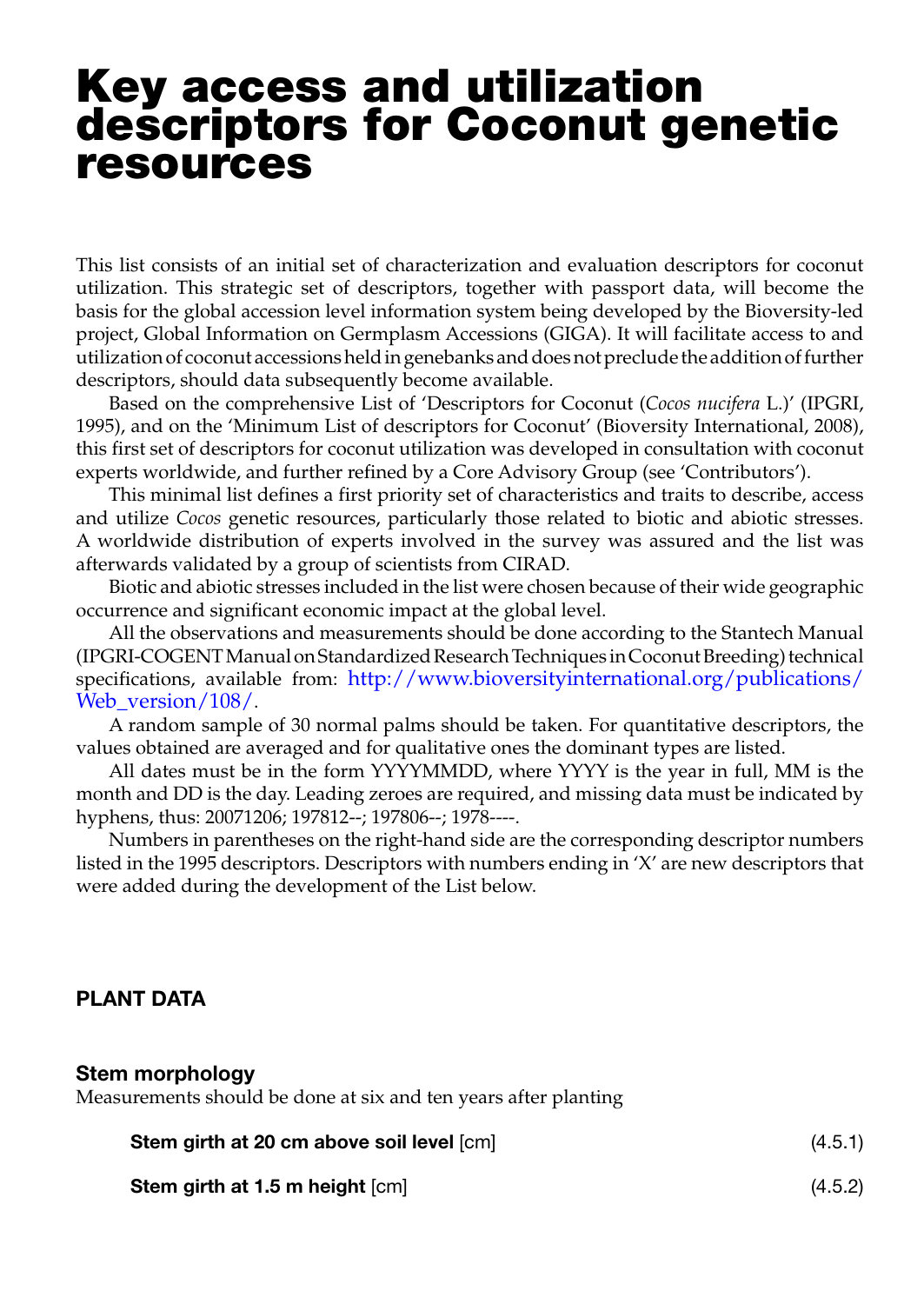# Key access and utilization descriptors for Coconut genetic resources

This list consists of an initial set of characterization and evaluation descriptors for coconut utilization. This strategic set of descriptors, together with passport data, will become the basis for the global accession level information system being developed by the Bioversity-led project, Global Information on Germplasm Accessions (GIGA). It will facilitate access to and utilization of coconut accessions held in genebanks and does not preclude the addition of further descriptors, should data subsequently become available.

Based on the comprehensive List of 'Descriptors for Coconut (*Cocos nucifera* L.)' (IPGRI, 1995), and on the 'Minimum List of descriptors for Coconut' (Bioversity International, 2008), this first set of descriptors for coconut utilization was developed in consultation with coconut experts worldwide, and further refined by a Core Advisory Group (see 'Contributors').

This minimal list defines a first priority set of characteristics and traits to describe, access and utilize *Cocos* genetic resources, particularly those related to biotic and abiotic stresses. A worldwide distribution of experts involved in the survey was assured and the list was afterwards validated by a group of scientists from CIRAD.

Biotic and abiotic stresses included in the list were chosen because of their wide geographic occurrence and significant economic impact at the global level.

All the observations and measurements should be done according to the Stantech Manual (IPGRI-COGENT Manual on Standardized Research Techniques in Coconut Breeding) technical specifications, available from: http://www.bioversityinternational.org/publications/Web_version/108/.

A random sample of 30 normal palms should be taken. For quantitative descriptors, the values obtained are averaged and for qualitative ones the dominant types are listed.

All dates must be in the form YYYYMMDD, where YYYY is the year in full, MM is the month and DD is the day. Leading zeroes are required, and missing data must be indicated by hyphens, thus: 20071206; 197812--; 197806--; 1978----.

Numbers in parentheses on the right-hand side are the corresponding descriptor numbers listed in the 1995 descriptors. Descriptors with numbers ending in 'X' are new descriptors that were added during the development of the List below.

## PLANT DATA

### Stem morphology

Measurements should be done at six and ten years after planting

**Stem girth at 20 cm above soil level** [cm] (4.5.1)

**Stem girth at 1.5 m height** [cm] (4.5.2)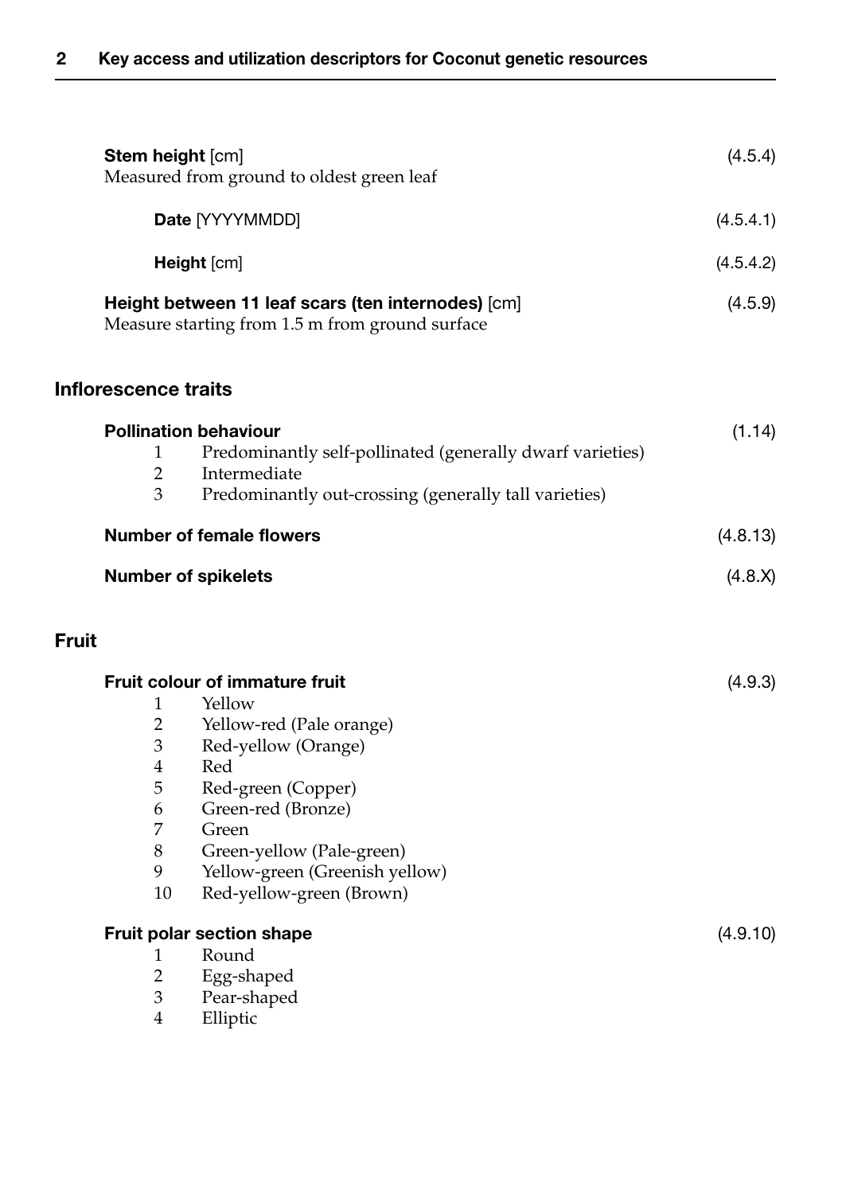**Stem height** [cm] (4.5.4)
Measured from ground to oldest green leaf

- **Date** [YYYYMMDD] (4.5.4.1)
- **Height** [cm] (4.5.4.2)

**Height between 11 leaf scars (ten internodes)** [cm] (4.5.9)
Measure starting from 1.5 m from ground surface

## Inflorescence traits

**Pollination behaviour** (1.14)

1. Predominantly self-pollinated (generally dwarf varieties)
2. Intermediate
3. Predominantly out-crossing (generally tall varieties)

**Number of female flowers** (4.8.13)

**Number of spikelets** (4.8.X)

## Fruit

**Fruit colour of immature fruit** (4.9.3)

1. Yellow
2. Yellow-red (Pale orange)
3. Red-yellow (Orange)
4. Red
5. Red-green (Copper)
6. Green-red (Bronze)
7. Green
8. Green-yellow (Pale-green)
9. Yellow-green (Greenish yellow)
10. Red-yellow-green (Brown)

**Fruit polar section shape** (4.9.10)

1. Round
2. Egg-shaped
3. Pear-shaped
4. Elliptic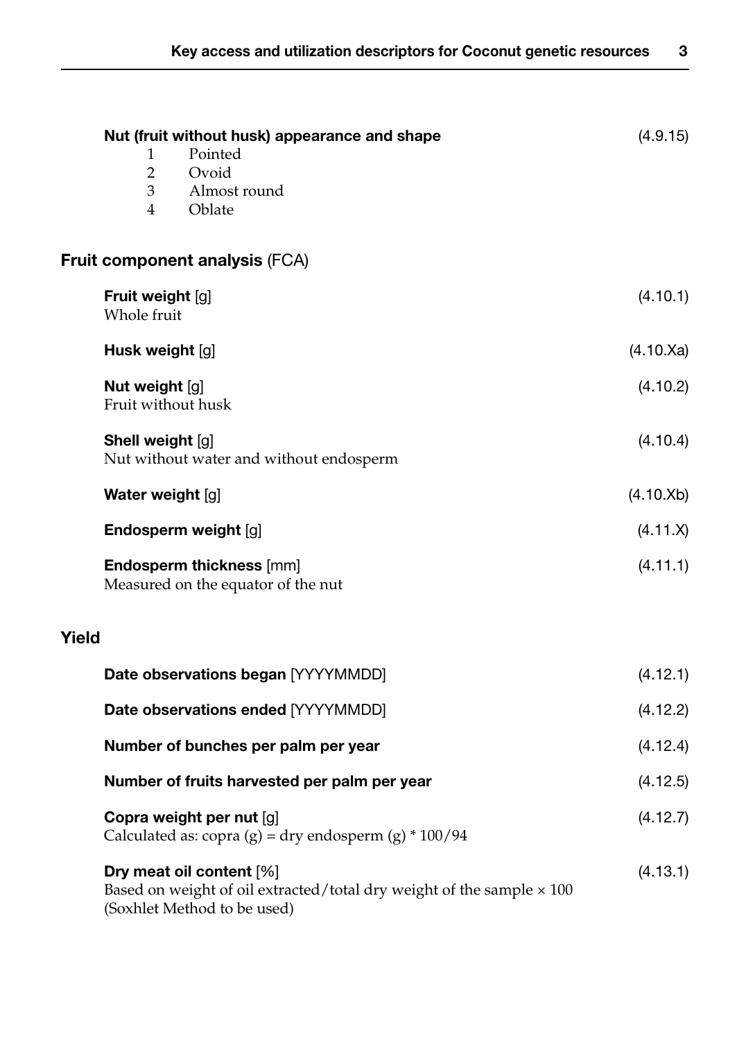**Nut (fruit without husk) appearance and shape** (4.9.15)

1 Pointed
2 Ovoid
3 Almost round
4 Oblate

## **Fruit component analysis** (FCA)

**Fruit weight** [g] (4.10.1)
Whole fruit

**Husk weight** [g] (4.10.Xa)

**Nut weight** [g] (4.10.2)
Fruit without husk

**Shell weight** [g] (4.10.4)
Nut without water and without endosperm

**Water weight** [g] (4.10.Xb)

**Endosperm weight** [g] (4.11.X)

**Endosperm thickness** [mm] (4.11.1)
Measured on the equator of the nut

## **Yield**

**Date observations began** [YYYYMMDD] (4.12.1)

**Date observations ended** [YYYYMMDD] (4.12.2)

**Number of bunches per palm per year** (4.12.4)

**Number of fruits harvested per palm per year** (4.12.5)

**Copra weight per nut** [g] (4.12.7)
Calculated as: copra (g) = dry endosperm (g) * 100/94

**Dry meat oil content** [%] (4.13.1)
Based on weight of oil extracted/total dry weight of the sample × 100 (Soxhlet Method to be used)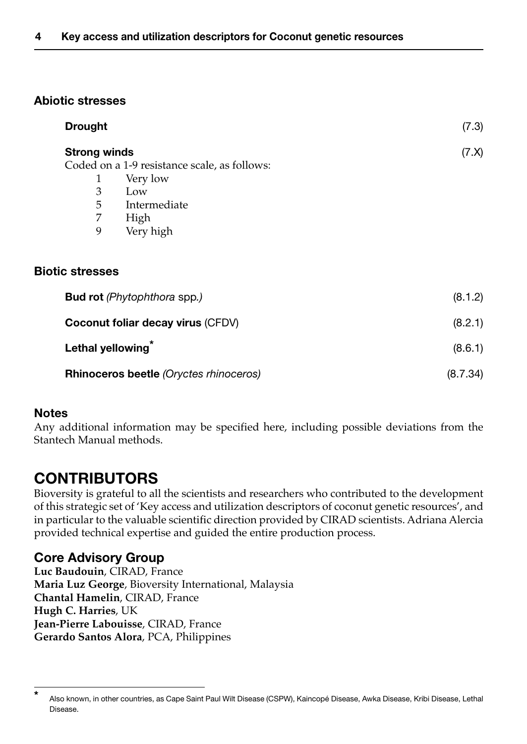### Abiotic stresses

**Drought** (7.3)

**Strong winds** (7.X)

Coded on a 1-9 resistance scale, as follows:

1 Very low
3 Low
5 Intermediate
7 High
9 Very high

### Biotic stresses

**Bud rot** *(Phytophthora* spp.*)* (8.1.2)

**Coconut foliar decay virus** (CFDV) (8.2.1)

**Lethal yellowing***  (8.6.1)

**Rhinoceros beetle** *(Oryctes rhinoceros)* (8.7.34)

### Notes

Any additional information may be specified here, including possible deviations from the Stantech Manual methods.

## CONTRIBUTORS

Bioversity is grateful to all the scientists and researchers who contributed to the development of this strategic set of 'Key access and utilization descriptors of coconut genetic resources', and in particular to the valuable scientific direction provided by CIRAD scientists. Adriana Alercia provided technical expertise and guided the entire production process.

### Core Advisory Group

**Luc Baudouin**, CIRAD, France
**Maria Luz George**, Bioversity International, Malaysia
**Chantal Hamelin**, CIRAD, France
**Hugh C. Harries**, UK
**Jean-Pierre Labouisse**, CIRAD, France
**Gerardo Santos Alora**, PCA, Philippines

---

* Also known, in other countries, as Cape Saint Paul Wilt Disease (CSPW), Kaincopé Disease, Awka Disease, Kribi Disease, Lethal Disease.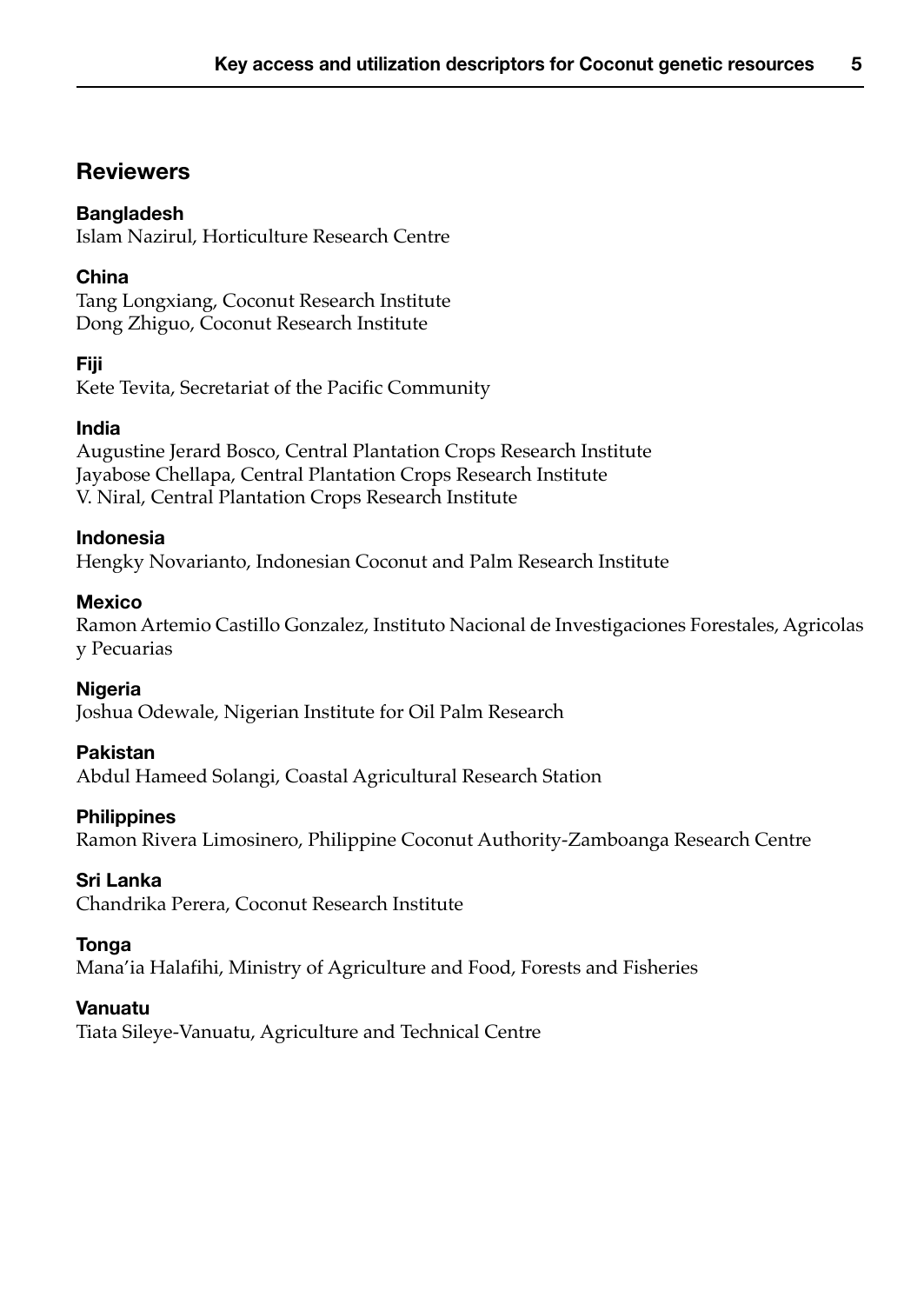## Reviewers

**Bangladesh**
Islam Nazirul, Horticulture Research Centre

**China**
Tang Longxiang, Coconut Research Institute
Dong Zhiguo, Coconut Research Institute

**Fiji**
Kete Tevita, Secretariat of the Pacific Community

**India**
Augustine Jerard Bosco, Central Plantation Crops Research Institute
Jayabose Chellapa, Central Plantation Crops Research Institute
V. Niral, Central Plantation Crops Research Institute

**Indonesia**
Hengky Novarianto, Indonesian Coconut and Palm Research Institute

**Mexico**
Ramon Artemio Castillo Gonzalez, Instituto Nacional de Investigaciones Forestales, Agricolas y Pecuarias

**Nigeria**
Joshua Odewale, Nigerian Institute for Oil Palm Research

**Pakistan**
Abdul Hameed Solangi, Coastal Agricultural Research Station

**Philippines**
Ramon Rivera Limosinero, Philippine Coconut Authority-Zamboanga Research Centre

**Sri Lanka**
Chandrika Perera, Coconut Research Institute

**Tonga**
Mana'ia Halafihi, Ministry of Agriculture and Food, Forests and Fisheries

**Vanuatu**
Tiata Sileye-Vanuatu, Agriculture and Technical Centre